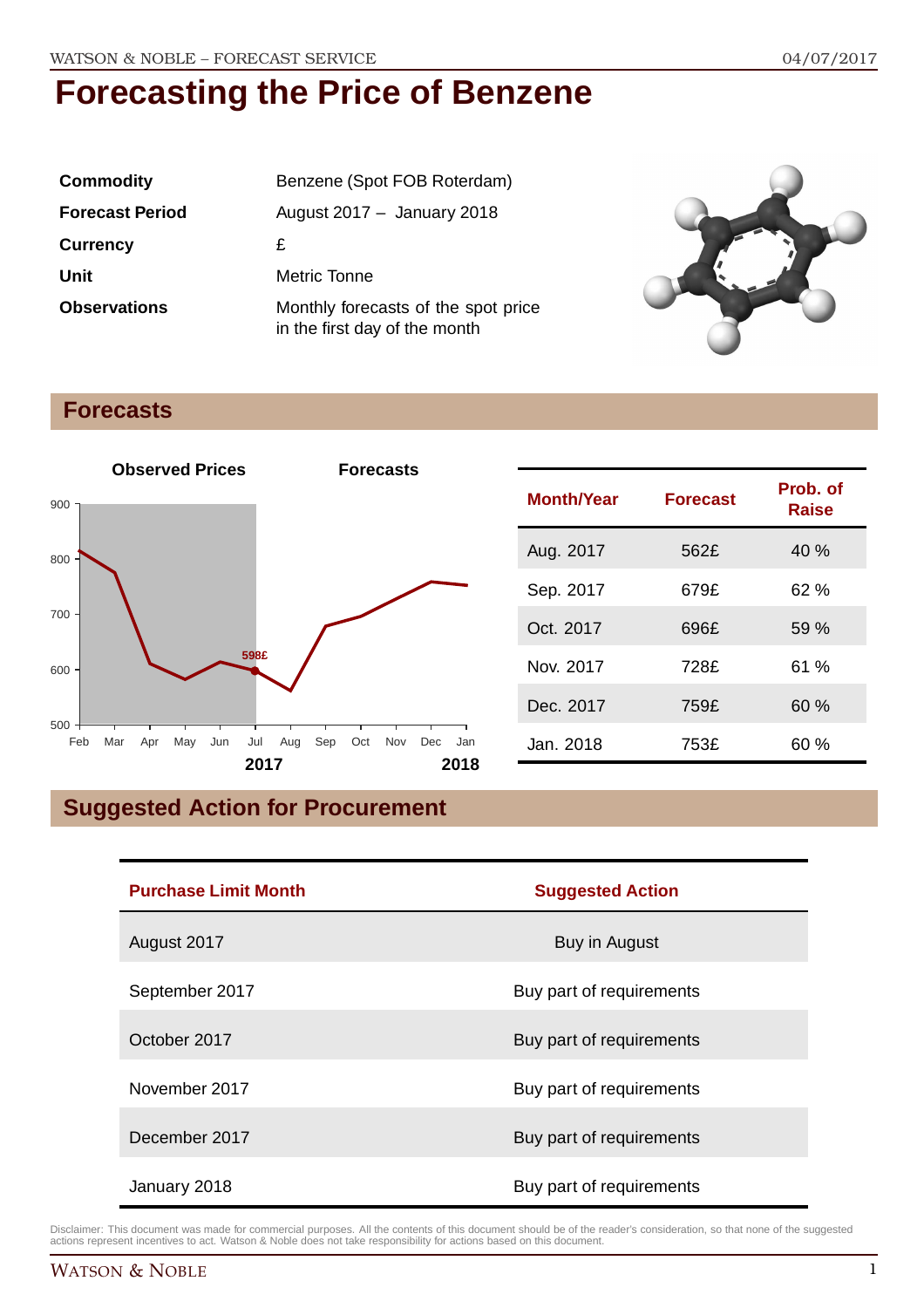# Forecasting the Price of Benzene

| | |
|---|---|
| **Commodity** | Benzene (Spot FOB Roterdam) |
| **Forecast Period** | August 2017 – January 2018 |
| **Currency** | £ |
| **Unit** | Metric Tonne |
| **Observations** | Monthly forecasts of the spot price in the first day of the month |

## Forecasts

| Month/Year | Forecast | Prob. of Raise |
|---|---|---|
| Aug. 2017 | 562£ | 40 % |
| Sep. 2017 | 679£ | 62 % |
| Oct. 2017 | 696£ | 59 % |
| Nov. 2017 | 728£ | 61 % |
| Dec. 2017 | 759£ | 60 % |
| Jan. 2018 | 753£ | 60 % |

## Suggested Action for Procurement

| Purchase Limit Month | Suggested Action |
|---|---|
| August 2017 | Buy in August |
| September 2017 | Buy part of requirements |
| October 2017 | Buy part of requirements |
| November 2017 | Buy part of requirements |
| December 2017 | Buy part of requirements |
| January 2018 | Buy part of requirements |

Disclaimer: This document was made for commercial purposes. All the contents of this document should be of the reader's consideration, so that none of the suggested actions represent incentives to act. Watson & Noble does not take responsibility for actions based on this document.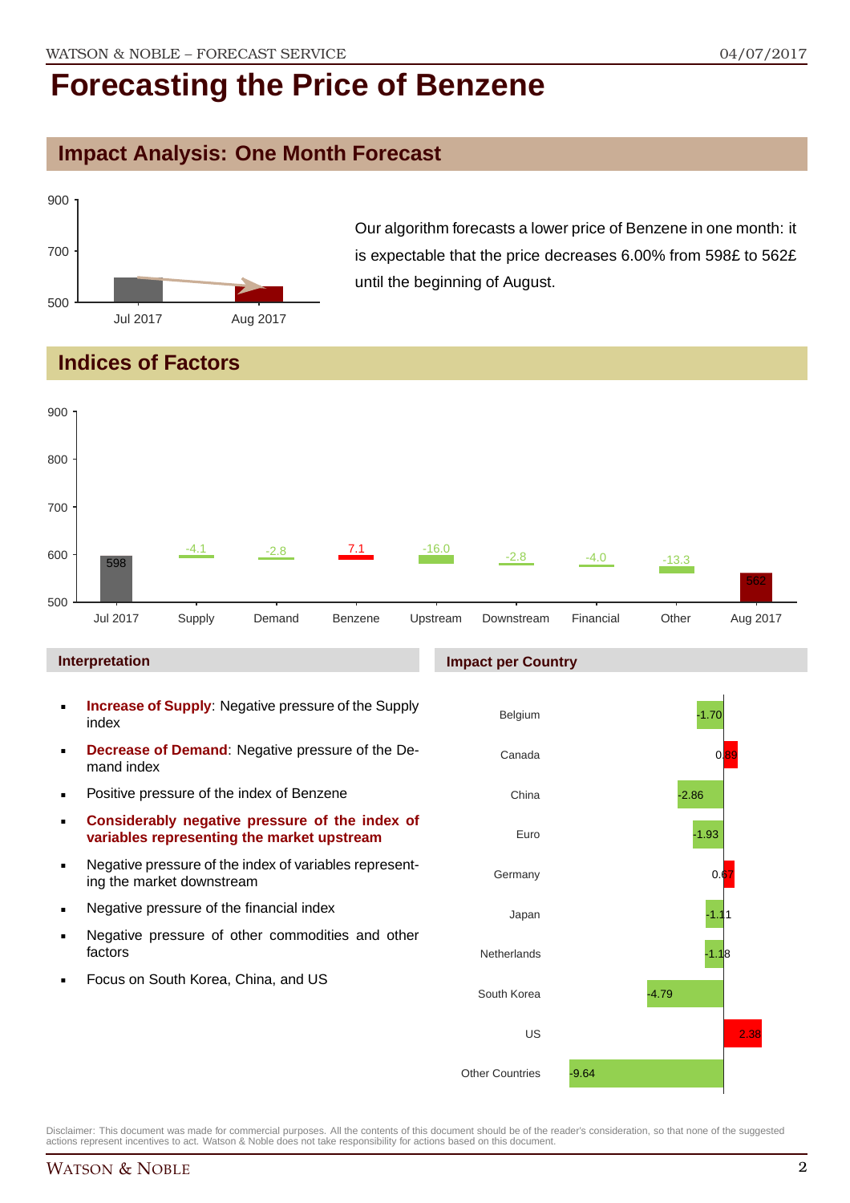# Forecasting the Price of Benzene

## Impact Analysis: One Month Forecast

Our algorithm forecasts a lower price of Benzene in one month: it is expectable that the price decreases 6.00% from 598£ to 562£ until the beginning of August.

## Indices of Factors

| | Jul 2017 | Supply | Demand | Benzene | Upstream | Downstream | Financial | Other | Aug 2017 |
|---|---|---|---|---|---|---|---|---|---|
| Value | 598 | -4.1 | -2.8 | 7.1 | -16.0 | -2.8 | -4.0 | -13.3 | 562 |

### Interpretation

- **Increase of Supply**: Negative pressure of the Supply index
- **Decrease of Demand**: Negative pressure of the Demand index
- Positive pressure of the index of Benzene
- **Considerably negative pressure of the index of variables representing the market upstream**
- Negative pressure of the index of variables representing the market downstream
- Negative pressure of the financial index
- Negative pressure of other commodities and other factors
- Focus on South Korea, China, and US

### Impact per Country

| Country | Impact |
|---|---|
| Belgium | -1.70 |
| Canada | 0.89 |
| China | -2.86 |
| Euro | -1.93 |
| Germany | 0.67 |
| Japan | -1.11 |
| Netherlands | -1.18 |
| South Korea | -4.79 |
| US | 2.38 |
| Other Countries | -9.64 |

Disclaimer: This document was made for commercial purposes. All the contents of this document should be of the reader's consideration, so that none of the suggested actions represent incentives to act. Watson & Noble does not take responsibility for actions based on this document.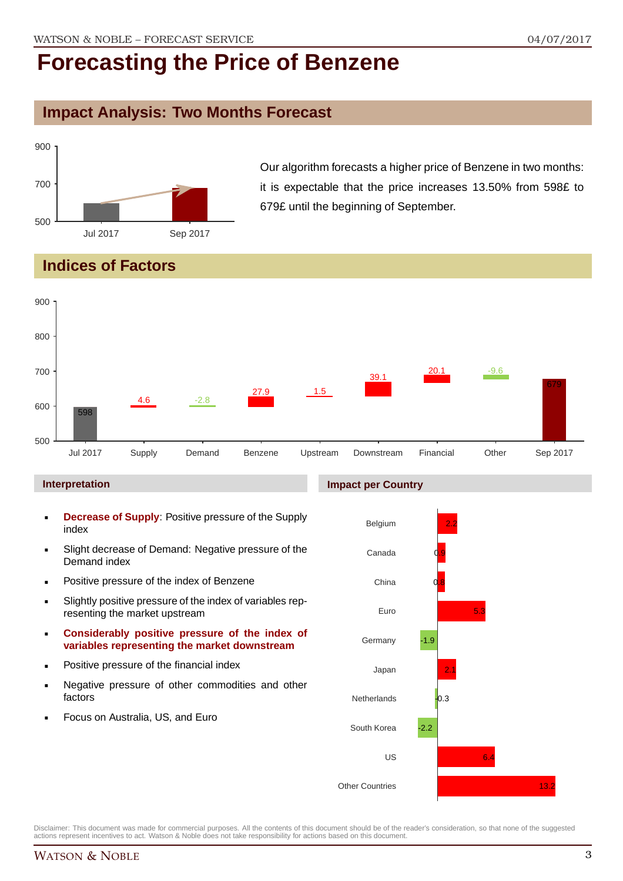# Forecasting the Price of Benzene

## Impact Analysis: Two Months Forecast

Our algorithm forecasts a higher price of Benzene in two months: it is expectable that the price increases 13.50% from 598£ to 679£ until the beginning of September.

## Indices of Factors

| | Jul 2017 | Supply | Demand | Benzene | Upstream | Downstream | Financial | Other | Sep 2017 |
|---|---|---|---|---|---|---|---|---|---|
| Value | 598 | 4.6 | -2.8 | 27.9 | 1.5 | 39.1 | 20.1 | -9.6 | 679 |

### Interpretation

- **Decrease of Supply**: Positive pressure of the Supply index
- Slight decrease of Demand: Negative pressure of the Demand index
- Positive pressure of the index of Benzene
- Slightly positive pressure of the index of variables representing the market upstream
- **Considerably positive pressure of the index of variables representing the market downstream**
- Positive pressure of the financial index
- Negative pressure of other commodities and other factors
- Focus on Australia, US, and Euro

### Impact per Country

| Country | Impact |
|---|---|
| Belgium | 2.2 |
| Canada | 0.9 |
| China | 0.8 |
| Euro | 5.3 |
| Germany | -1.9 |
| Japan | 2.1 |
| Netherlands | -0.3 |
| South Korea | -2.2 |
| US | 6.4 |
| Other Countries | 13.2 |

Disclaimer: This document was made for commercial purposes. All the contents of this document should be of the reader's consideration, so that none of the suggested actions represent incentives to act. Watson & Noble does not take responsibility for actions based on this document.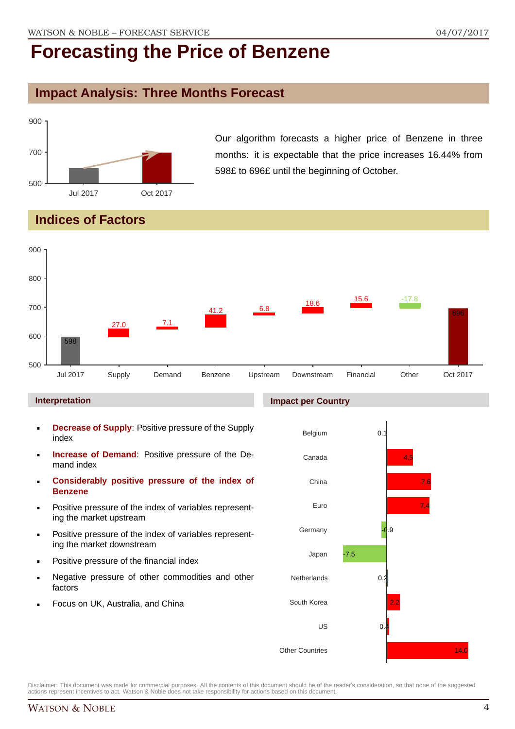# Forecasting the Price of Benzene

## Impact Analysis: Three Months Forecast

Our algorithm forecasts a higher price of Benzene in three months: it is expectable that the price increases 16.44% from 598£ to 696£ until the beginning of October.

## Indices of Factors

### Interpretation

- **Decrease of Supply**: Positive pressure of the Supply index
- **Increase of Demand**: Positive pressure of the Demand index
- **Considerably positive pressure of the index of Benzene**
- Positive pressure of the index of variables representing the market upstream
- Positive pressure of the index of variables representing the market downstream
- Positive pressure of the financial index
- Negative pressure of other commodities and other factors
- Focus on UK, Australia, and China

### Impact per Country

| Country | Impact |
|---|---|
| Belgium | 0.1 |
| Canada | 4.5 |
| China | 7.6 |
| Euro | 7.4 |
| Germany | -0.9 |
| Japan | -7.5 |
| Netherlands | 0.2 |
| South Korea | 2.2 |
| US | 0.4 |
| Other Countries | 14.0 |

Disclaimer: This document was made for commercial purposes. All the contents of this document should be of the reader's consideration, so that none of the suggested actions represent incentives to act. Watson & Noble does not take responsibility for actions based on this document.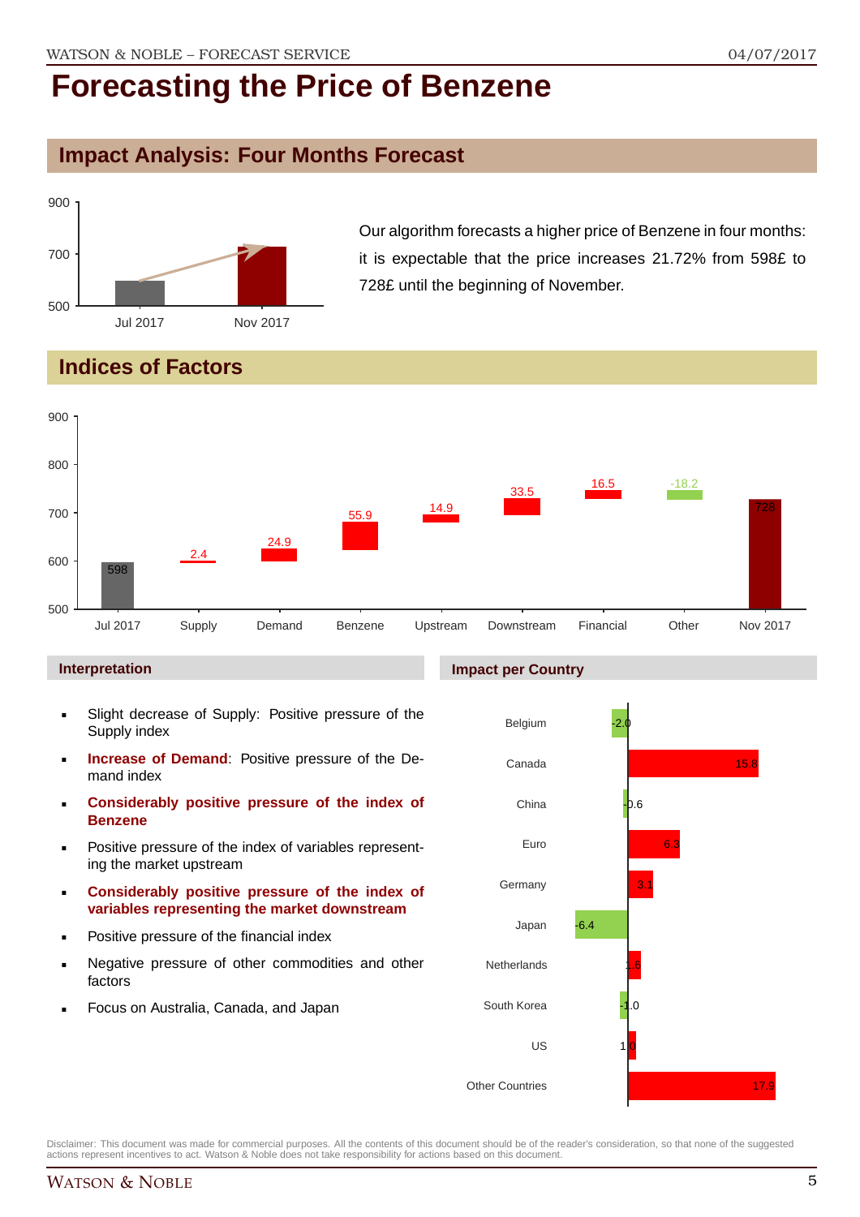# Forecasting the Price of Benzene

## Impact Analysis: Four Months Forecast

| | Price |
|---|---|
| Jul 2017 | 598 |
| Nov 2017 | 728 |

Our algorithm forecasts a higher price of Benzene in four months: it is expectable that the price increases 21.72% from 598£ to 728£ until the beginning of November.

## Indices of Factors

| Factor | Value |
|---|---|
| Jul 2017 | 598 |
| Supply | 2.4 |
| Demand | 24.9 |
| Benzene | 55.9 |
| Upstream | 14.9 |
| Downstream | 33.5 |
| Financial | 16.5 |
| Other | -18.2 |
| Nov 2017 | 728 |

### Interpretation

- Slight decrease of Supply: Positive pressure of the Supply index
- **Increase of Demand**: Positive pressure of the Demand index
- **Considerably positive pressure of the index of Benzene**
- Positive pressure of the index of variables representing the market upstream
- **Considerably positive pressure of the index of variables representing the market downstream**
- Positive pressure of the financial index
- Negative pressure of other commodities and other factors
- Focus on Australia, Canada, and Japan

### Impact per Country

| Country | Impact |
|---|---|
| Belgium | -2.0 |
| Canada | 15.8 |
| China | -0.6 |
| Euro | 6.3 |
| Germany | 3.1 |
| Japan | -6.4 |
| Netherlands | 1.6 |
| South Korea | -1.0 |
| US | 1.0 |
| Other Countries | 17.9 |

Disclaimer: This document was made for commercial purposes. All the contents of this document should be of the reader's consideration, so that none of the suggested actions represent incentives to act. Watson & Noble does not take responsibility for actions based on this document.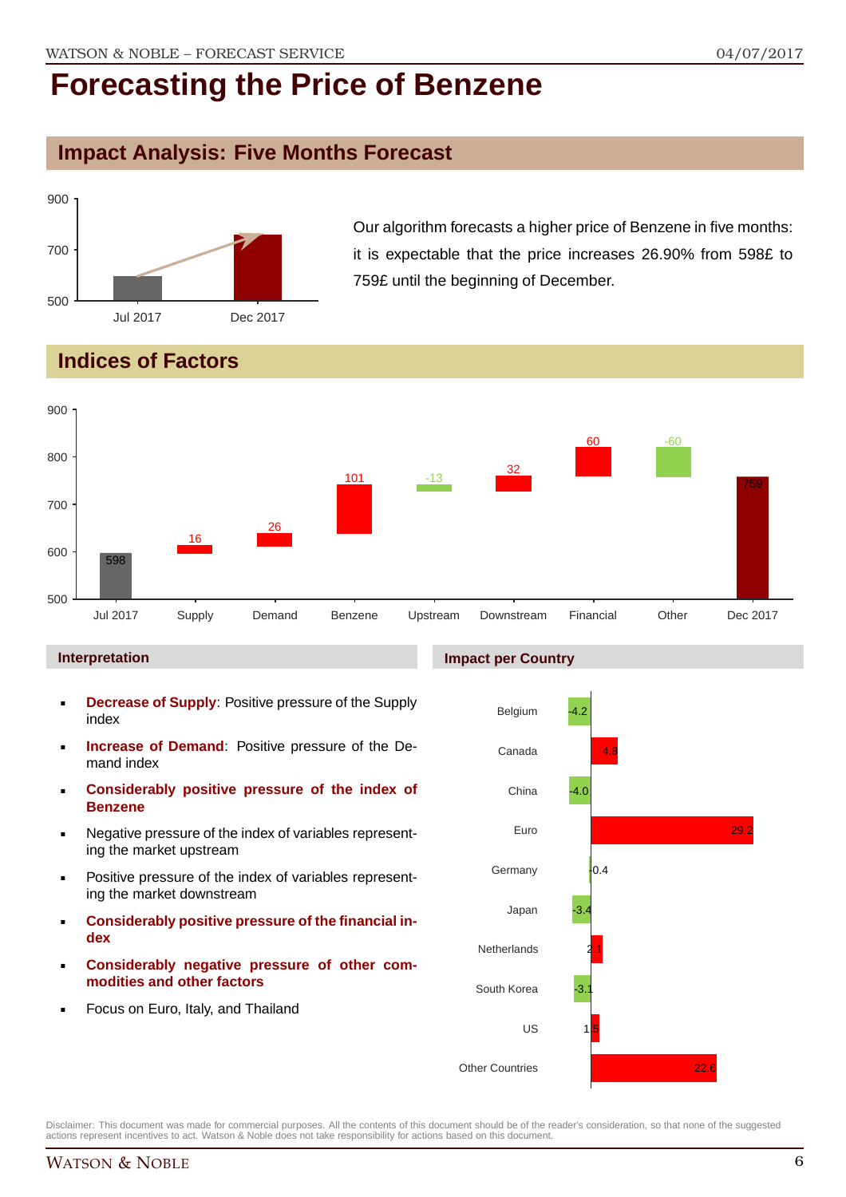# Forecasting the Price of Benzene

## Impact Analysis: Five Months Forecast

Our algorithm forecasts a higher price of Benzene in five months: it is expectable that the price increases 26.90% from 598£ to 759£ until the beginning of December.

## Indices of Factors

### Interpretation

- **Decrease of Supply**: Positive pressure of the Supply index
- **Increase of Demand**: Positive pressure of the Demand index
- **Considerably positive pressure of the index of Benzene**
- Negative pressure of the index of variables representing the market upstream
- Positive pressure of the index of variables representing the market downstream
- **Considerably positive pressure of the financial index**
- **Considerably negative pressure of other commodities and other factors**
- Focus on Euro, Italy, and Thailand

### Impact per Country

| Country | Impact |
|---|---|
| Belgium | -4.2 |
| Canada | 4.8 |
| China | -4.0 |
| Euro | 29.2 |
| Germany | 0.4 |
| Japan | -3.4 |
| Netherlands | 2.1 |
| South Korea | -3.1 |
| US | 1.5 |
| Other Countries | 22.6 |

Disclaimer: This document was made for commercial purposes. All the contents of this document should be of the reader's consideration, so that none of the suggested actions represent incentives to act. Watson & Noble does not take responsibility for actions based on this document.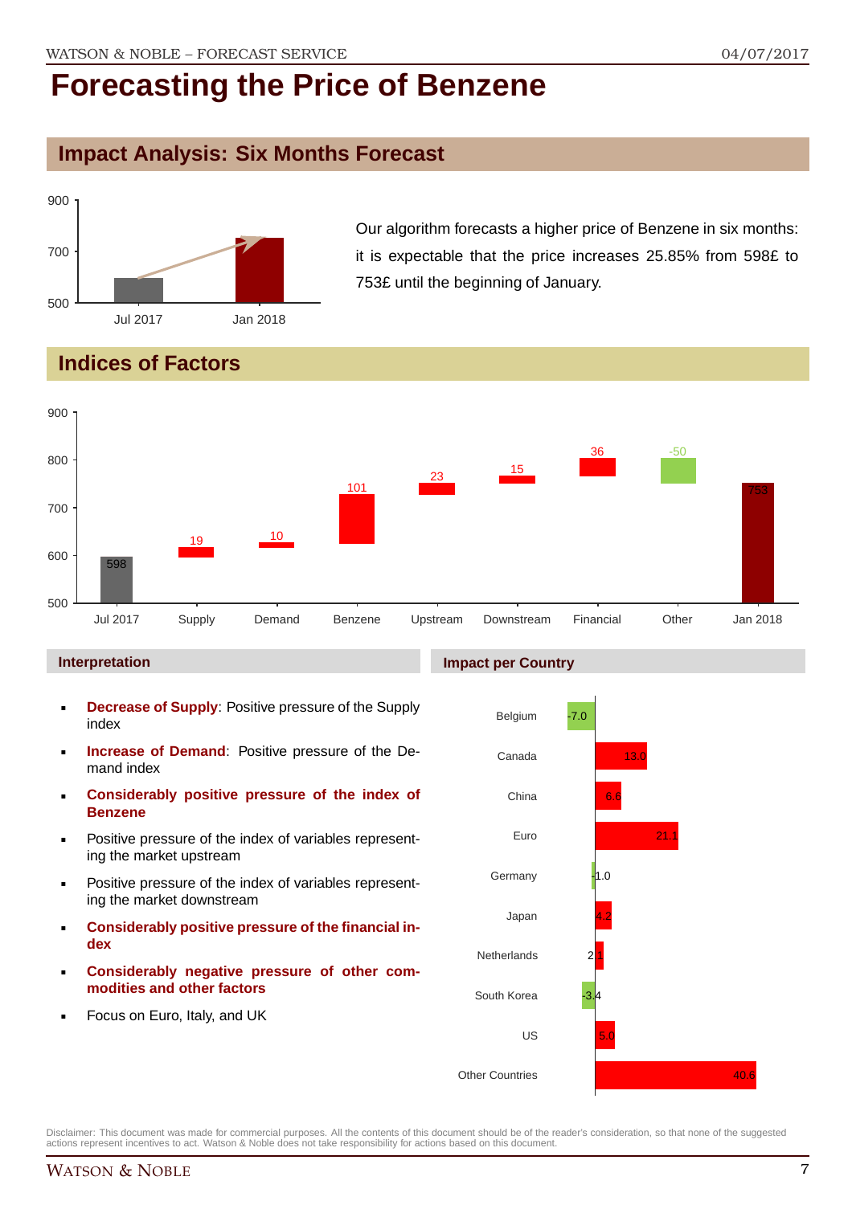# Forecasting the Price of Benzene

## Impact Analysis: Six Months Forecast

Our algorithm forecasts a higher price of Benzene in six months: it is expectable that the price increases 25.85% from 598£ to 753£ until the beginning of January.

## Indices of Factors

### Interpretation

- **Decrease of Supply**: Positive pressure of the Supply index
- **Increase of Demand**: Positive pressure of the Demand index
- **Considerably positive pressure of the index of Benzene**
- Positive pressure of the index of variables representing the market upstream
- Positive pressure of the index of variables representing the market downstream
- **Considerably positive pressure of the financial index**
- **Considerably negative pressure of other commodities and other factors**
- Focus on Euro, Italy, and UK

### Impact per Country

Disclaimer: This document was made for commercial purposes. All the contents of this document should be of the reader's consideration, so that none of the suggested actions represent incentives to act. Watson & Noble does not take responsibility for actions based on this document.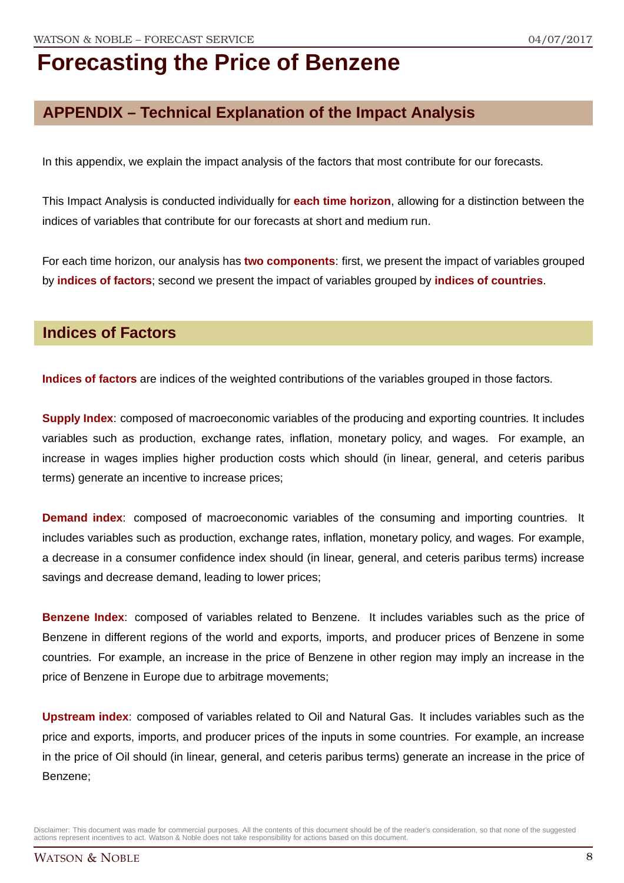# Forecasting the Price of Benzene

## APPENDIX – Technical Explanation of the Impact Analysis

In this appendix, we explain the impact analysis of the factors that most contribute for our forecasts.

This Impact Analysis is conducted individually for **each time horizon**, allowing for a distinction between the indices of variables that contribute for our forecasts at short and medium run.

For each time horizon, our analysis has **two components**: first, we present the impact of variables grouped by **indices of factors**; second we present the impact of variables grouped by **indices of countries**.

## Indices of Factors

**Indices of factors** are indices of the weighted contributions of the variables grouped in those factors.

**Supply Index**: composed of macroeconomic variables of the producing and exporting countries. It includes variables such as production, exchange rates, inflation, monetary policy, and wages. For example, an increase in wages implies higher production costs which should (in linear, general, and ceteris paribus terms) generate an incentive to increase prices;

**Demand index**: composed of macroeconomic variables of the consuming and importing countries. It includes variables such as production, exchange rates, inflation, monetary policy, and wages. For example, a decrease in a consumer confidence index should (in linear, general, and ceteris paribus terms) increase savings and decrease demand, leading to lower prices;

**Benzene Index**: composed of variables related to Benzene. It includes variables such as the price of Benzene in different regions of the world and exports, imports, and producer prices of Benzene in some countries. For example, an increase in the price of Benzene in other region may imply an increase in the price of Benzene in Europe due to arbitrage movements;

**Upstream index**: composed of variables related to Oil and Natural Gas. It includes variables such as the price and exports, imports, and producer prices of the inputs in some countries. For example, an increase in the price of Oil should (in linear, general, and ceteris paribus terms) generate an increase in the price of Benzene;

Disclaimer: This document was made for commercial purposes. All the contents of this document should be of the reader's consideration, so that none of the suggested actions represent incentives to act. Watson & Noble does not take responsibility for actions based on this document.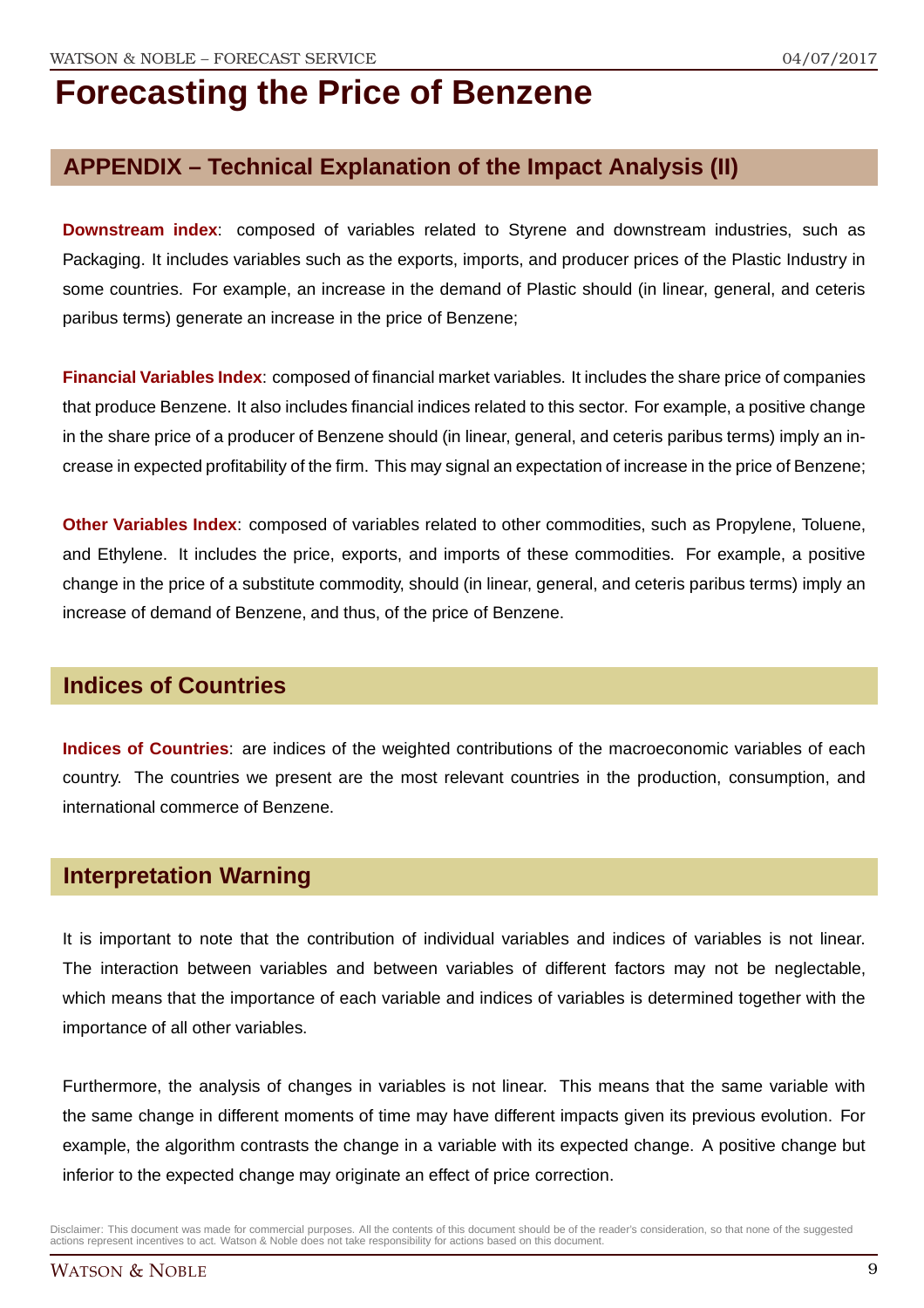# Forecasting the Price of Benzene

## APPENDIX – Technical Explanation of the Impact Analysis (II)

**Downstream index**: composed of variables related to Styrene and downstream industries, such as Packaging. It includes variables such as the exports, imports, and producer prices of the Plastic Industry in some countries. For example, an increase in the demand of Plastic should (in linear, general, and ceteris paribus terms) generate an increase in the price of Benzene;

**Financial Variables Index**: composed of financial market variables. It includes the share price of companies that produce Benzene. It also includes financial indices related to this sector. For example, a positive change in the share price of a producer of Benzene should (in linear, general, and ceteris paribus terms) imply an increase in expected profitability of the firm. This may signal an expectation of increase in the price of Benzene;

**Other Variables Index**: composed of variables related to other commodities, such as Propylene, Toluene, and Ethylene. It includes the price, exports, and imports of these commodities. For example, a positive change in the price of a substitute commodity, should (in linear, general, and ceteris paribus terms) imply an increase of demand of Benzene, and thus, of the price of Benzene.

## Indices of Countries

**Indices of Countries**: are indices of the weighted contributions of the macroeconomic variables of each country. The countries we present are the most relevant countries in the production, consumption, and international commerce of Benzene.

## Interpretation Warning

It is important to note that the contribution of individual variables and indices of variables is not linear. The interaction between variables and between variables of different factors may not be neglectable, which means that the importance of each variable and indices of variables is determined together with the importance of all other variables.

Furthermore, the analysis of changes in variables is not linear. This means that the same variable with the same change in different moments of time may have different impacts given its previous evolution. For example, the algorithm contrasts the change in a variable with its expected change. A positive change but inferior to the expected change may originate an effect of price correction.

Disclaimer: This document was made for commercial purposes. All the contents of this document should be of the reader's consideration, so that none of the suggested actions represent incentives to act. Watson & Noble does not take responsibility for actions based on this document.